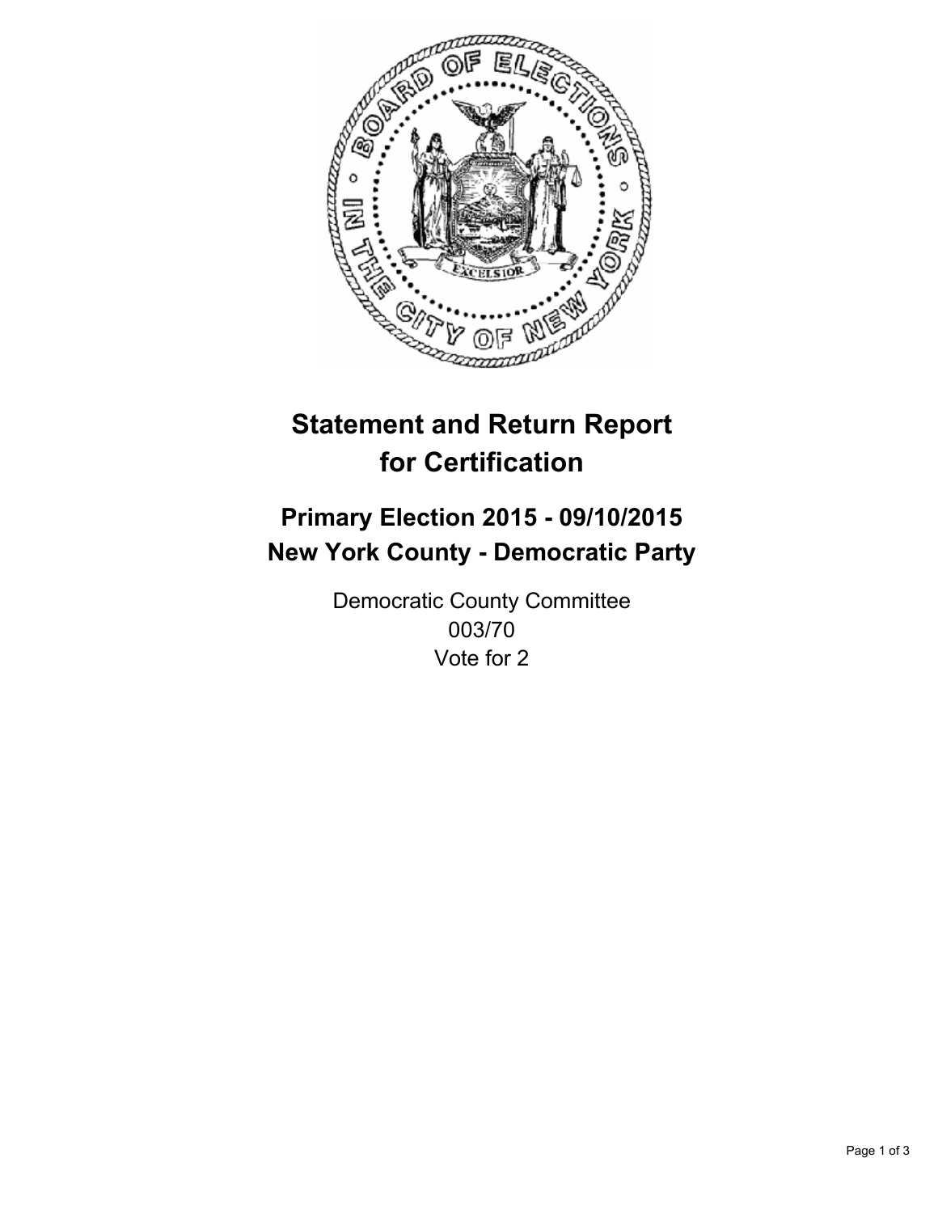# Statement and Return Report for Certification

## Primary Election 2015 - 09/10/2015
## New York County - Democratic Party

Democratic County Committee
003/70
Vote for 2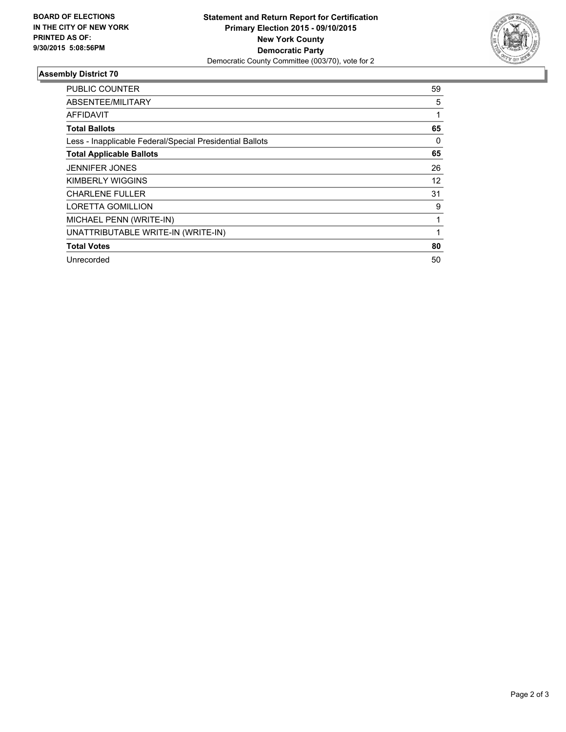**BOARD OF ELECTIONS IN THE CITY OF NEW YORK PRINTED AS OF: 9/30/2015 5:08:56PM**

**Statement and Return Report for Certification**
**Primary Election 2015 - 09/10/2015**
**New York County**
**Democratic Party**
Democratic County Committee (003/70), vote for 2

## Assembly District 70

| | |
|---|---|
| PUBLIC COUNTER | 59 |
| ABSENTEE/MILITARY | 5 |
| AFFIDAVIT | 1 |
| **Total Ballots** | **65** |
| Less - Inapplicable Federal/Special Presidential Ballots | 0 |
| **Total Applicable Ballots** | **65** |
| JENNIFER JONES | 26 |
| KIMBERLY WIGGINS | 12 |
| CHARLENE FULLER | 31 |
| LORETTA GOMILLION | 9 |
| MICHAEL PENN (WRITE-IN) | 1 |
| UNATTRIBUTABLE WRITE-IN (WRITE-IN) | 1 |
| **Total Votes** | **80** |
| Unrecorded | 50 |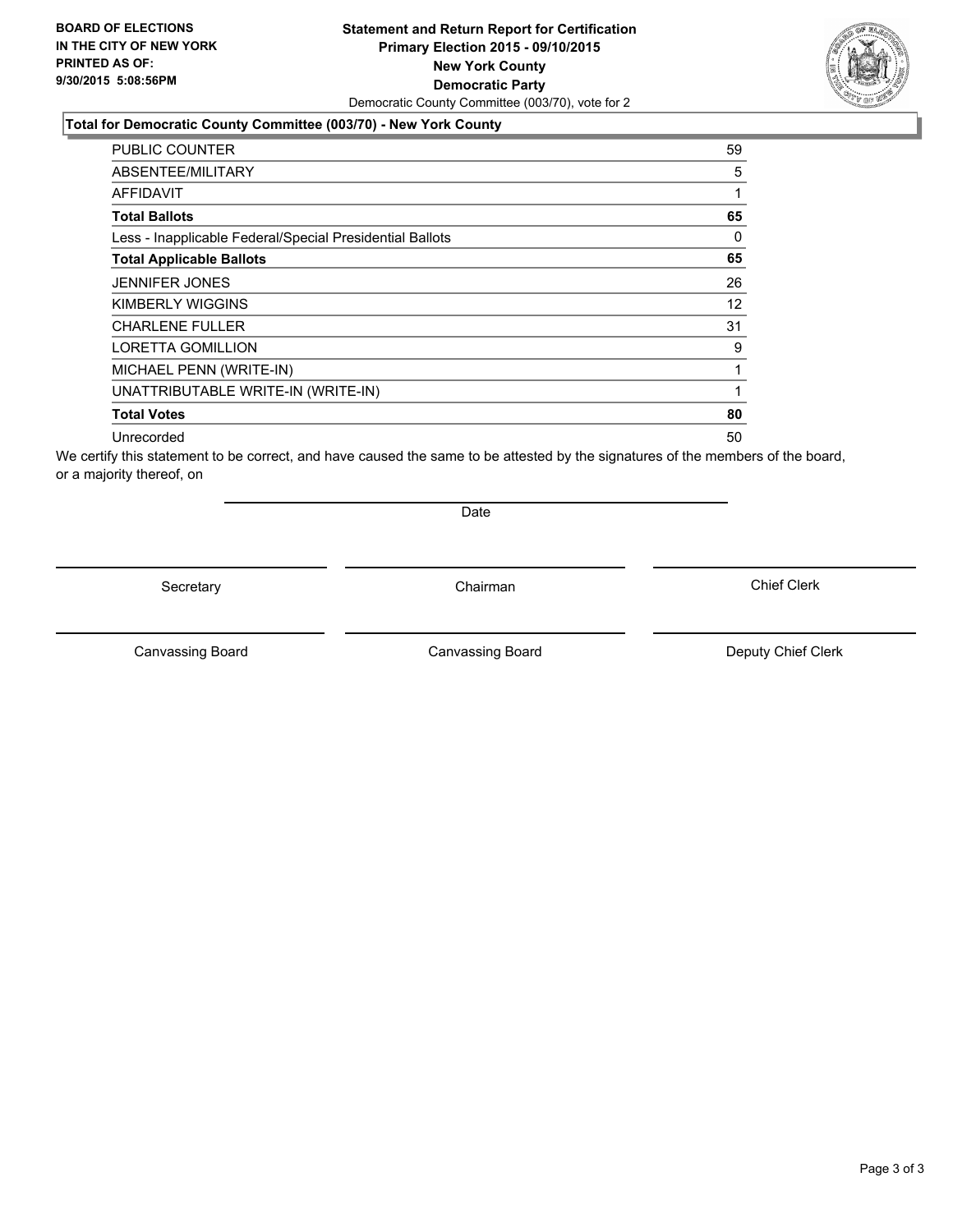**BOARD OF ELECTIONS IN THE CITY OF NEW YORK PRINTED AS OF: 9/30/2015 5:08:56PM**

**Statement and Return Report for Certification**
**Primary Election 2015 - 09/10/2015**
**New York County**
**Democratic Party**
Democratic County Committee (003/70), vote for 2

### Total for Democratic County Committee (003/70) - New York County

| | |
|---|---|
| PUBLIC COUNTER | 59 |
| ABSENTEE/MILITARY | 5 |
| AFFIDAVIT | 1 |
| **Total Ballots** | **65** |
| Less - Inapplicable Federal/Special Presidential Ballots | 0 |
| **Total Applicable Ballots** | **65** |
| JENNIFER JONES | 26 |
| KIMBERLY WIGGINS | 12 |
| CHARLENE FULLER | 31 |
| LORETTA GOMILLION | 9 |
| MICHAEL PENN (WRITE-IN) | 1 |
| UNATTRIBUTABLE WRITE-IN (WRITE-IN) | 1 |
| **Total Votes** | **80** |
| Unrecorded | 50 |

We certify this statement to be correct, and have caused the same to be attested by the signatures of the members of the board, or a majority thereof, on

Date

Secretary

Chairman

Chief Clerk

Canvassing Board

Canvassing Board

Deputy Chief Clerk